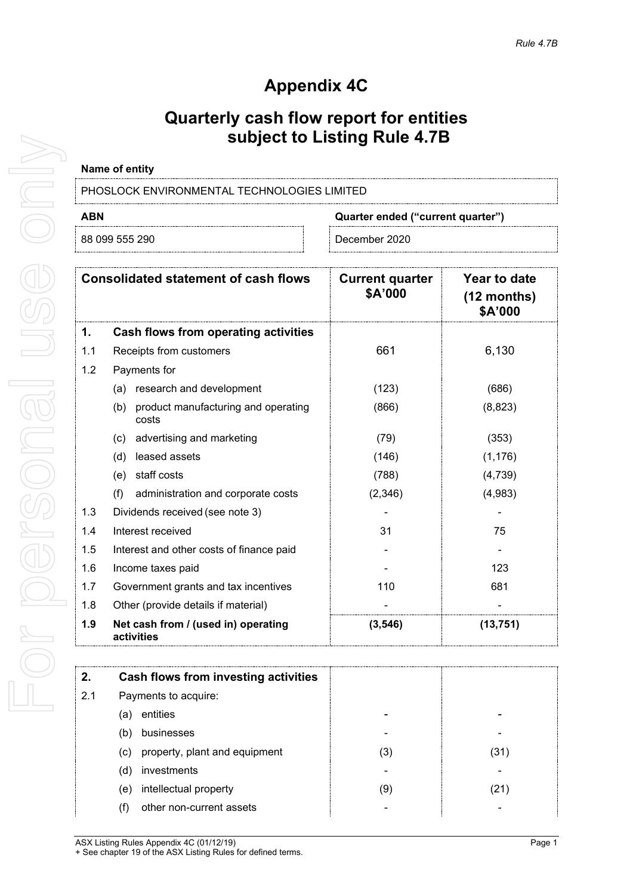*Rule 4.7B*

# Appendix 4C

## Quarterly cash flow report for entities subject to Listing Rule 4.7B

**Name of entity**

PHOSLOCK ENVIRONMENTAL TECHNOLOGIES LIMITED

| ABN | Quarter ended ("current quarter") |
|---|---|
| 88 099 555 290 | December 2020 |

| Consolidated statement of cash flows | | Current quarter $A'000 | Year to date (12 months) $A'000 |
|---|---|---|---|
| **1.** | **Cash flows from operating activities** | | |
| 1.1 | Receipts from customers | 661 | 6,130 |
| 1.2 | Payments for | | |
| | (a) research and development | (123) | (686) |
| | (b) product manufacturing and operating costs | (866) | (8,823) |
| | (c) advertising and marketing | (79) | (353) |
| | (d) leased assets | (146) | (1,176) |
| | (e) staff costs | (788) | (4,739) |
| | (f) administration and corporate costs | (2,346) | (4,983) |
| 1.3 | Dividends received (see note 3) | - | - |
| 1.4 | Interest received | 31 | 75 |
| 1.5 | Interest and other costs of finance paid | - | - |
| 1.6 | Income taxes paid | - | 123 |
| 1.7 | Government grants and tax incentives | 110 | 681 |
| 1.8 | Other (provide details if material) | - | - |
| **1.9** | **Net cash from / (used in) operating activities** | **(3,546)** | **(13,751)** |

| | | | |
|---|---|---|---|
| **2.** | **Cash flows from investing activities** | | |
| 2.1 | Payments to acquire: | | |
| | (a) entities | - | - |
| | (b) businesses | - | - |
| | (c) property, plant and equipment | (3) | (31) |
| | (d) investments | - | - |
| | (e) intellectual property | (9) | (21) |
| | (f) other non-current assets | - | - |

ASX Listing Rules Appendix 4C (01/12/19)
+ See chapter 19 of the ASX Listing Rules for defined terms.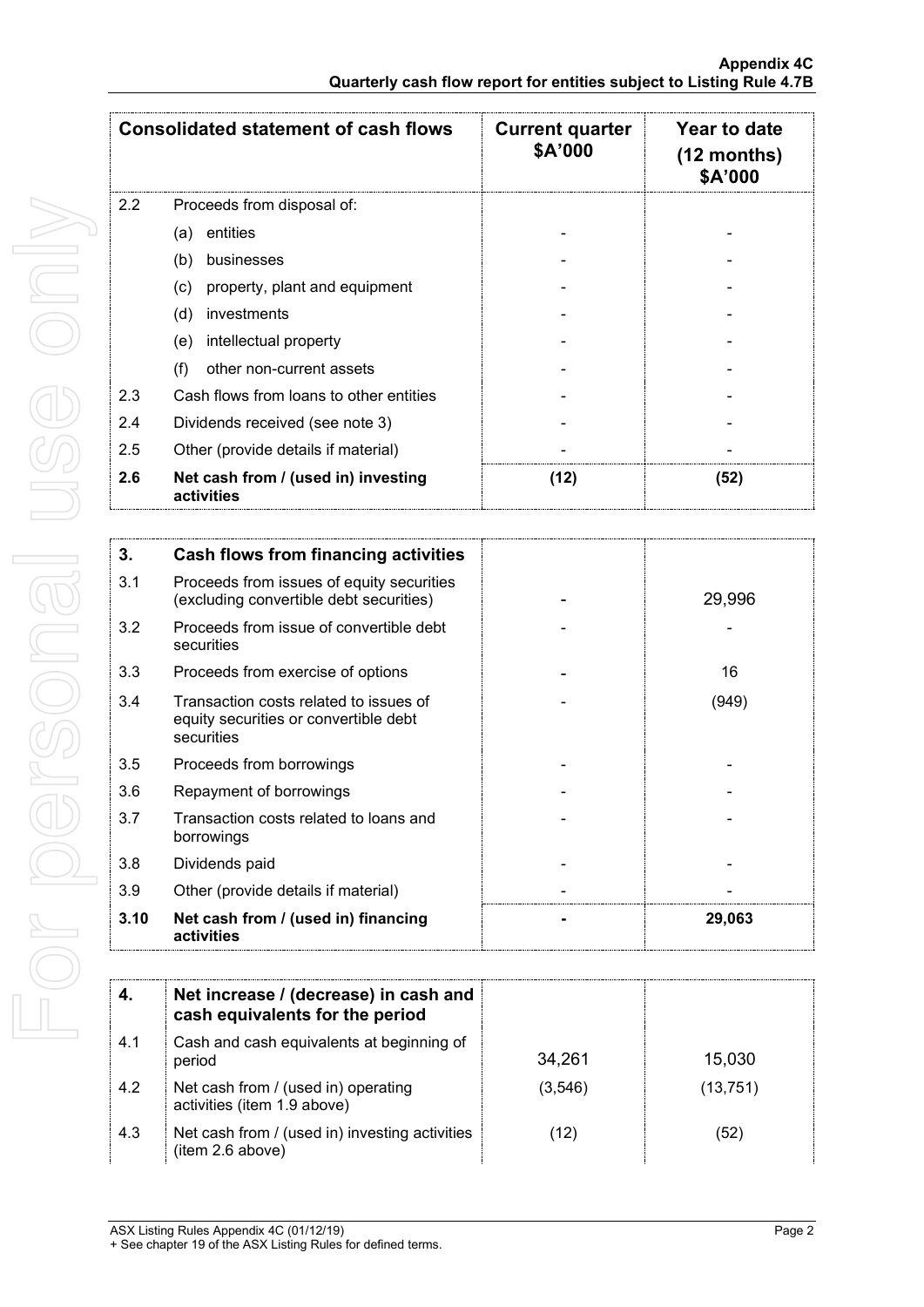| Consolidated statement of cash flows | | Current quarter \$A'000 | Year to date (12 months) \$A'000 |
|---|---|---|---|
| 2.2 | Proceeds from disposal of: | | |
| | (a) entities | - | - |
| | (b) businesses | - | - |
| | (c) property, plant and equipment | - | - |
| | (d) investments | - | - |
| | (e) intellectual property | - | - |
| | (f) other non-current assets | - | - |
| 2.3 | Cash flows from loans to other entities | - | - |
| 2.4 | Dividends received (see note 3) | - | - |
| 2.5 | Other (provide details if material) | - | - |
| **2.6** | **Net cash from / (used in) investing activities** | **(12)** | **(52)** |

| **3.** | **Cash flows from financing activities** | | |
|---|---|---|---|
| 3.1 | Proceeds from issues of equity securities (excluding convertible debt securities) | - | 29,996 |
| 3.2 | Proceeds from issue of convertible debt securities | - | - |
| 3.3 | Proceeds from exercise of options | - | 16 |
| 3.4 | Transaction costs related to issues of equity securities or convertible debt securities | - | (949) |
| 3.5 | Proceeds from borrowings | - | - |
| 3.6 | Repayment of borrowings | - | - |
| 3.7 | Transaction costs related to loans and borrowings | - | - |
| 3.8 | Dividends paid | - | - |
| 3.9 | Other (provide details if material) | - | - |
| **3.10** | **Net cash from / (used in) financing activities** | **-** | **29,063** |

| **4.** | **Net increase / (decrease) in cash and cash equivalents for the period** | | |
|---|---|---|---|
| 4.1 | Cash and cash equivalents at beginning of period | 34,261 | 15,030 |
| 4.2 | Net cash from / (used in) operating activities (item 1.9 above) | (3,546) | (13,751) |
| 4.3 | Net cash from / (used in) investing activities (item 2.6 above) | (12) | (52) |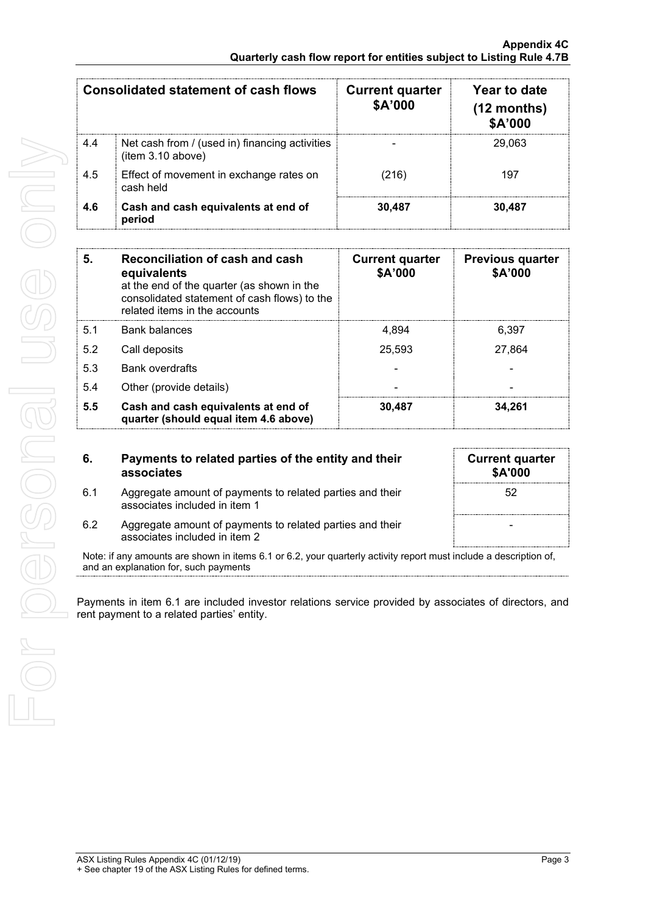| | Consolidated statement of cash flows | Current quarter \$A'000 | Year to date (12 months) \$A'000 |
|---|---|---|---|
| 4.4 | Net cash from / (used in) financing activities (item 3.10 above) | - | 29,063 |
| 4.5 | Effect of movement in exchange rates on cash held | (216) | 197 |
| **4.6** | **Cash and cash equivalents at end of period** | **30,487** | **30,487** |

| **5.** | **Reconciliation of cash and cash equivalents** at the end of the quarter (as shown in the consolidated statement of cash flows) to the related items in the accounts | **Current quarter \$A'000** | **Previous quarter \$A'000** |
|---|---|---|---|
| 5.1 | Bank balances | 4,894 | 6,397 |
| 5.2 | Call deposits | 25,593 | 27,864 |
| 5.3 | Bank overdrafts | - | - |
| 5.4 | Other (provide details) | - | - |
| **5.5** | **Cash and cash equivalents at end of quarter (should equal item 4.6 above)** | **30,487** | **34,261** |

| **6.** | **Payments to related parties of the entity and their associates** | **Current quarter \$A'000** |
|---|---|---|
| 6.1 | Aggregate amount of payments to related parties and their associates included in item 1 | 52 |
| 6.2 | Aggregate amount of payments to related parties and their associates included in item 2 | - |

Note: if any amounts are shown in items 6.1 or 6.2, your quarterly activity report must include a description of, and an explanation for, such payments

Payments in item 6.1 are included investor relations service provided by associates of directors, and rent payment to a related parties' entity.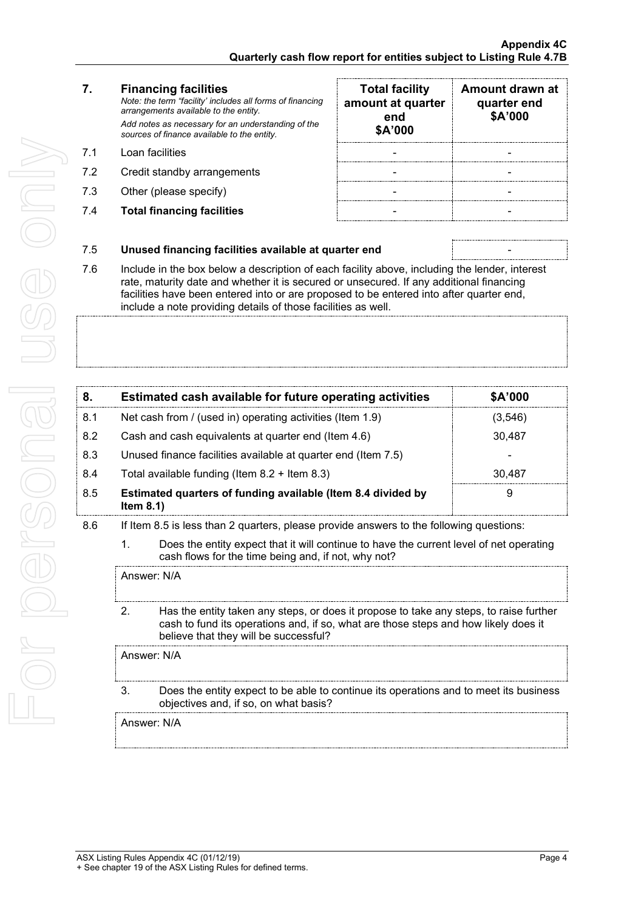| 7. | **Financing facilities** *Note: the term "facility' includes all forms of financing arrangements available to the entity.* *Add notes as necessary for an understanding of the sources of finance available to the entity.* | **Total facility amount at quarter end $A'000** | **Amount drawn at quarter end $A'000** |
|---|---|---|---|
| 7.1 | Loan facilities | - | - |
| 7.2 | Credit standby arrangements | - | - |
| 7.3 | Other (please specify) | - | - |
| 7.4 | **Total financing facilities** | - | - |

| 7.5 | **Unused financing facilities available at quarter end** | - |
|---|---|---|

7.6 Include in the box below a description of each facility above, including the lender, interest rate, maturity date and whether it is secured or unsecured. If any additional financing facilities have been entered into or are proposed to be entered into after quarter end, include a note providing details of those facilities as well.

| 8. | **Estimated cash available for future operating activities** | **$A'000** |
|---|---|---|
| 8.1 | Net cash from / (used in) operating activities (Item 1.9) | (3,546) |
| 8.2 | Cash and cash equivalents at quarter end (Item 4.6) | 30,487 |
| 8.3 | Unused finance facilities available at quarter end (Item 7.5) | - |
| 8.4 | Total available funding (Item 8.2 + Item 8.3) | 30,487 |
| 8.5 | **Estimated quarters of funding available (Item 8.4 divided by Item 8.1)** | 9 |

8.6 If Item 8.5 is less than 2 quarters, please provide answers to the following questions:

1. Does the entity expect that it will continue to have the current level of net operating cash flows for the time being and, if not, why not?

   Answer: N/A

2. Has the entity taken any steps, or does it propose to take any steps, to raise further cash to fund its operations and, if so, what are those steps and how likely does it believe that they will be successful?

   Answer: N/A

3. Does the entity expect to be able to continue its operations and to meet its business objectives and, if so, on what basis?

   Answer: N/A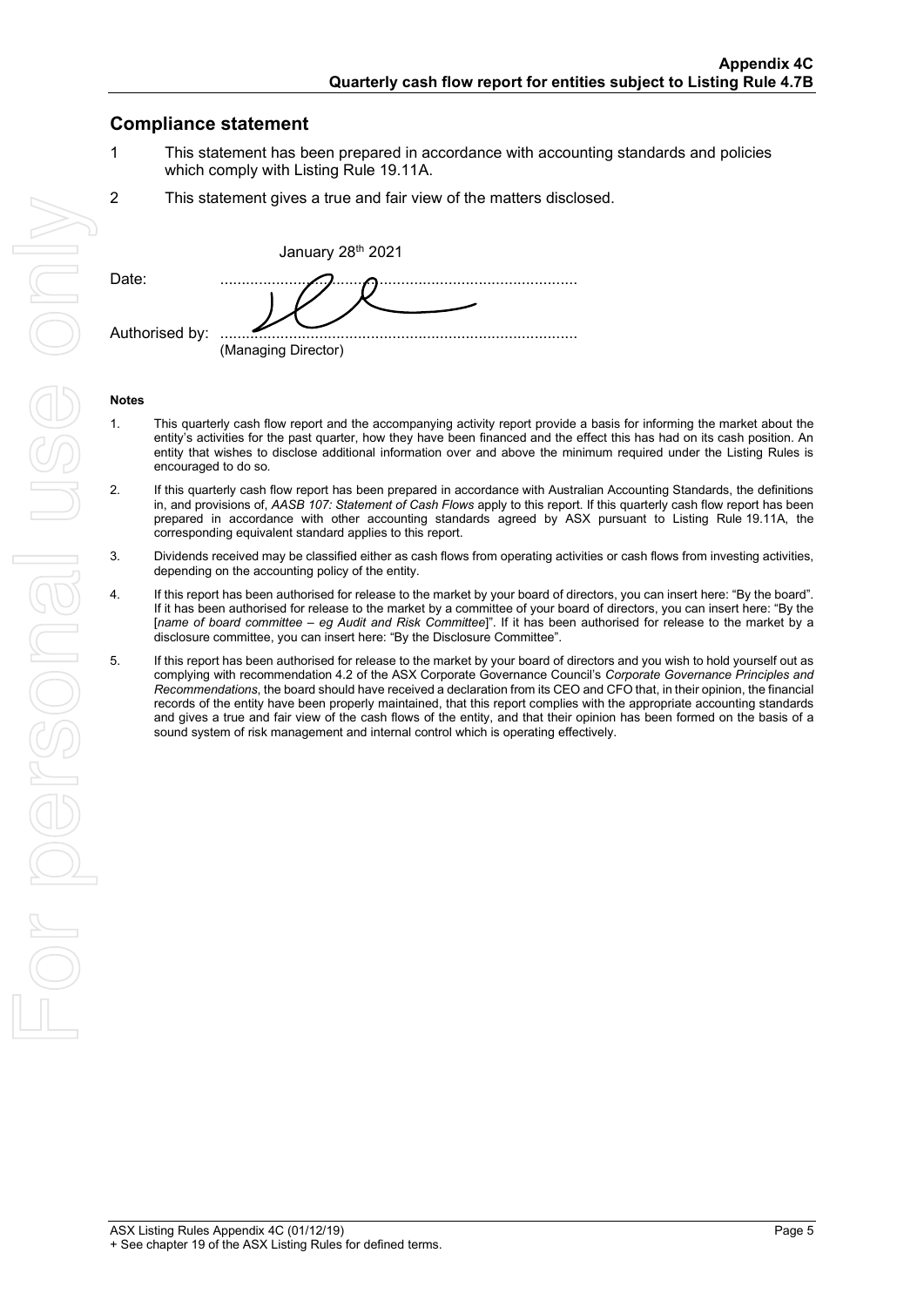## Compliance statement

1 This statement has been prepared in accordance with accounting standards and policies which comply with Listing Rule 19.11A.

2 This statement gives a true and fair view of the matters disclosed.

Date: January 28th 2021

Authorised by: ...................................................................................
(Managing Director)

**Notes**

1. This quarterly cash flow report and the accompanying activity report provide a basis for informing the market about the entity's activities for the past quarter, how they have been financed and the effect this has had on its cash position. An entity that wishes to disclose additional information over and above the minimum required under the Listing Rules is encouraged to do so.

2. If this quarterly cash flow report has been prepared in accordance with Australian Accounting Standards, the definitions in, and provisions of, *AASB 107: Statement of Cash Flows* apply to this report. If this quarterly cash flow report has been prepared in accordance with other accounting standards agreed by ASX pursuant to Listing Rule 19.11A, the corresponding equivalent standard applies to this report.

3. Dividends received may be classified either as cash flows from operating activities or cash flows from investing activities, depending on the accounting policy of the entity.

4. If this report has been authorised for release to the market by your board of directors, you can insert here: "By the board". If it has been authorised for release to the market by a committee of your board of directors, you can insert here: "By the [*name of board committee – eg Audit and Risk Committee*]". If it has been authorised for release to the market by a disclosure committee, you can insert here: "By the Disclosure Committee".

5. If this report has been authorised for release to the market by your board of directors and you wish to hold yourself out as complying with recommendation 4.2 of the ASX Corporate Governance Council's *Corporate Governance Principles and Recommendations*, the board should have received a declaration from its CEO and CFO that, in their opinion, the financial records of the entity have been properly maintained, that this report complies with the appropriate accounting standards and gives a true and fair view of the cash flows of the entity, and that their opinion has been formed on the basis of a sound system of risk management and internal control which is operating effectively.